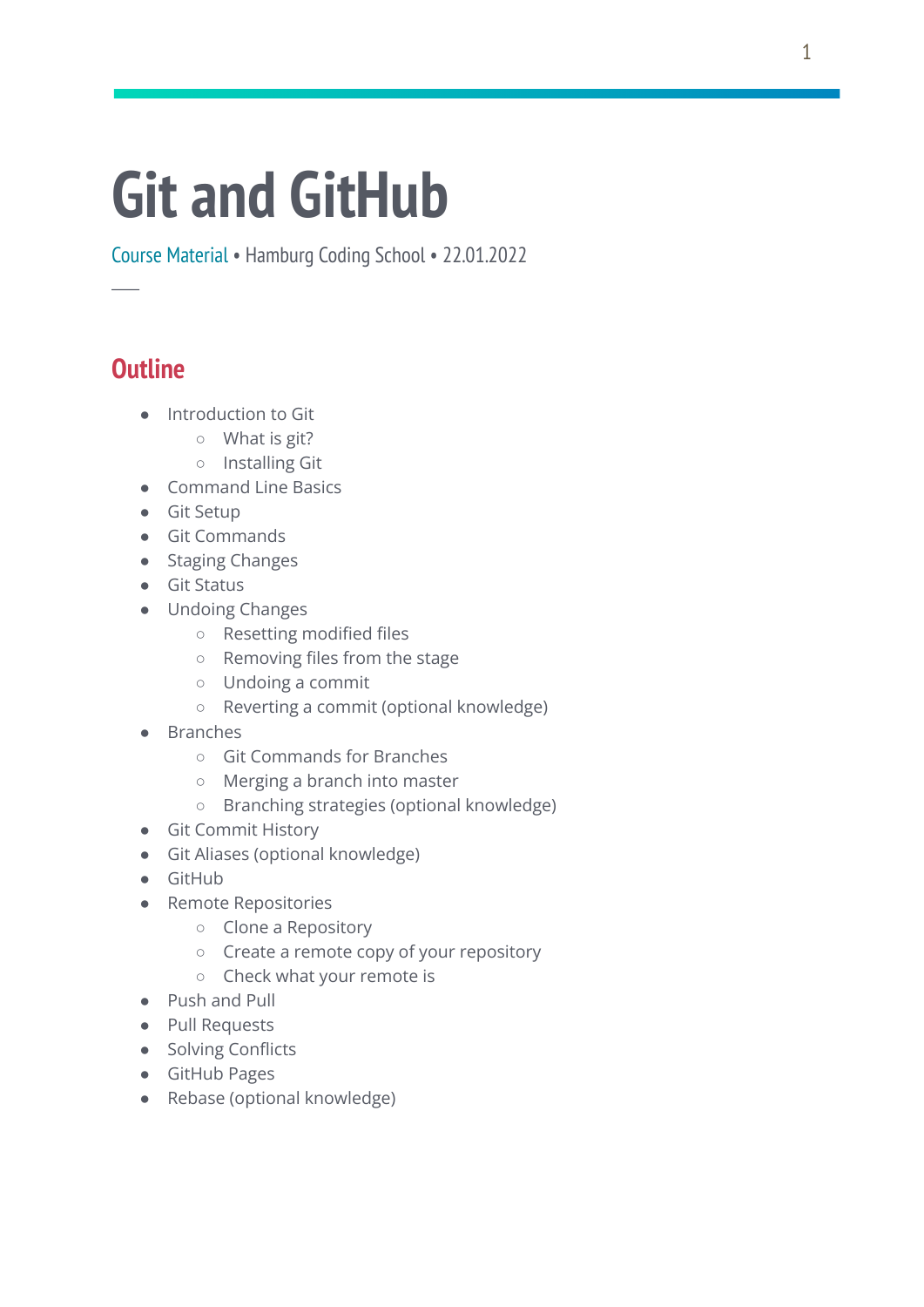# Git and GitHub

Course Material • Hamburg Coding School • 22.01.2022

## Outline

- Introduction to Git
  - What is git?
  - Installing Git
- Command Line Basics
- Git Setup
- Git Commands
- Staging Changes
- Git Status
- Undoing Changes
  - Resetting modified files
  - Removing files from the stage
  - Undoing a commit
  - Reverting a commit (optional knowledge)
- Branches
  - Git Commands for Branches
  - Merging a branch into master
  - Branching strategies (optional knowledge)
- Git Commit History
- Git Aliases (optional knowledge)
- GitHub
- Remote Repositories
  - Clone a Repository
  - Create a remote copy of your repository
  - Check what your remote is
- Push and Pull
- Pull Requests
- Solving Conflicts
- GitHub Pages
- Rebase (optional knowledge)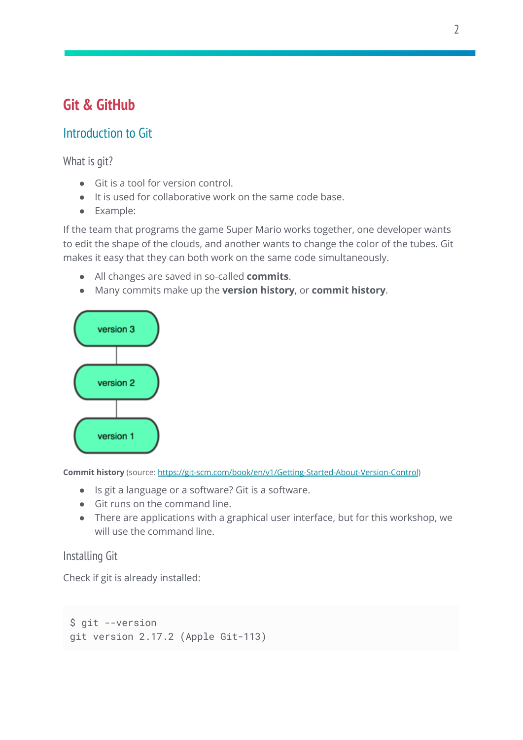# Git & GitHub

## Introduction to Git

### What is git?

- Git is a tool for version control.
- It is used for collaborative work on the same code base.
- Example:

If the team that programs the game Super Mario works together, one developer wants to edit the shape of the clouds, and another wants to change the color of the tubes. Git makes it easy that they can both work on the same code simultaneously.

- All changes are saved in so-called **commits**.
- Many commits make up the **version history**, or **commit history**.

**Commit history** (source: [https://git-scm.com/book/en/v1/Getting-Started-About-Version-Control](https://git-scm.com/book/en/v1/Getting-Started-About-Version-Control))

- Is git a language or a software? Git is a software.
- Git runs on the command line.
- There are applications with a graphical user interface, but for this workshop, we will use the command line.

### Installing Git

Check if git is already installed:

```
$ git --version
git version 2.17.2 (Apple Git-113)
```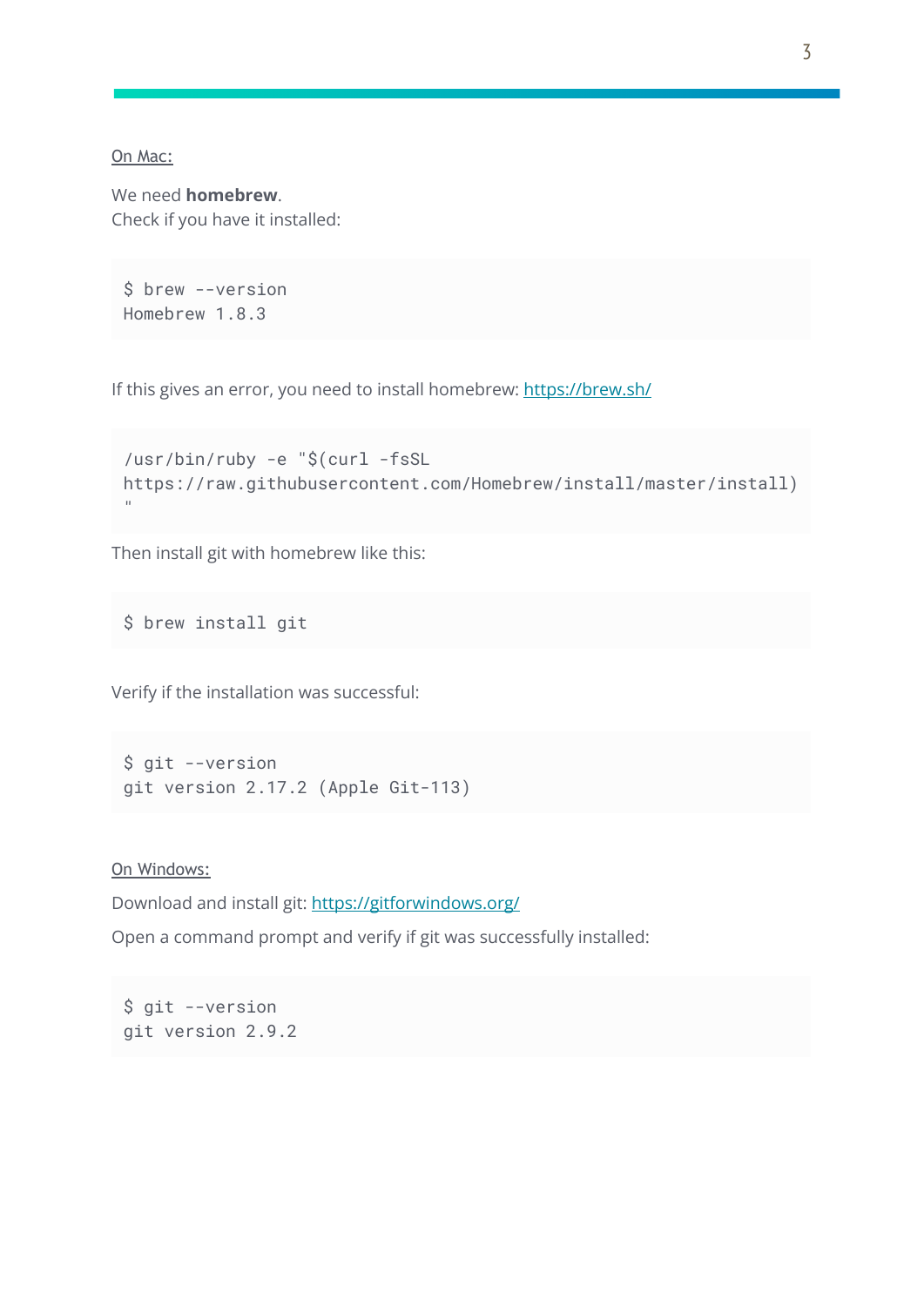On Mac:

We need **homebrew**.
Check if you have it installed:

```
$ brew --version
Homebrew 1.8.3
```

If this gives an error, you need to install homebrew: [https://brew.sh/](https://brew.sh/)

```
/usr/bin/ruby -e "$(curl -fsSL
https://raw.githubusercontent.com/Homebrew/install/master/install)
"
```

Then install git with homebrew like this:

```
$ brew install git
```

Verify if the installation was successful:

```
$ git --version
git version 2.17.2 (Apple Git-113)
```

On Windows:

Download and install git: [https://gitforwindows.org/](https://gitforwindows.org/)

Open a command prompt and verify if git was successfully installed:

```
$ git --version
git version 2.9.2
```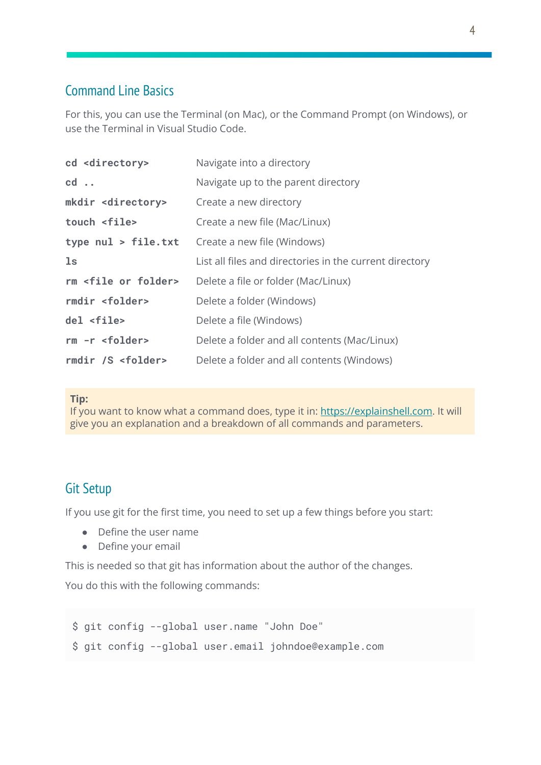## Command Line Basics

For this, you can use the Terminal (on Mac), or the Command Prompt (on Windows), or use the Terminal in Visual Studio Code.

| | |
|---|---|
| `cd <directory>` | Navigate into a directory |
| `cd ..` | Navigate up to the parent directory |
| `mkdir <directory>` | Create a new directory |
| `touch <file>` | Create a new file (Mac/Linux) |
| `type nul > file.txt` | Create a new file (Windows) |
| `ls` | List all files and directories in the current directory |
| `rm <file or folder>` | Delete a file or folder (Mac/Linux) |
| `rmdir <folder>` | Delete a folder (Windows) |
| `del <file>` | Delete a file (Windows) |
| `rm -r <folder>` | Delete a folder and all contents (Mac/Linux) |
| `rmdir /S <folder>` | Delete a folder and all contents (Windows) |

> **Tip:**
> If you want to know what a command does, type it in: [https://explainshell.com](https://explainshell.com). It will give you an explanation and a breakdown of all commands and parameters.

## Git Setup

If you use git for the first time, you need to set up a few things before you start:

- Define the user name
- Define your email

This is needed so that git has information about the author of the changes.

You do this with the following commands:

```
$ git config --global user.name "John Doe"
$ git config --global user.email johndoe@example.com
```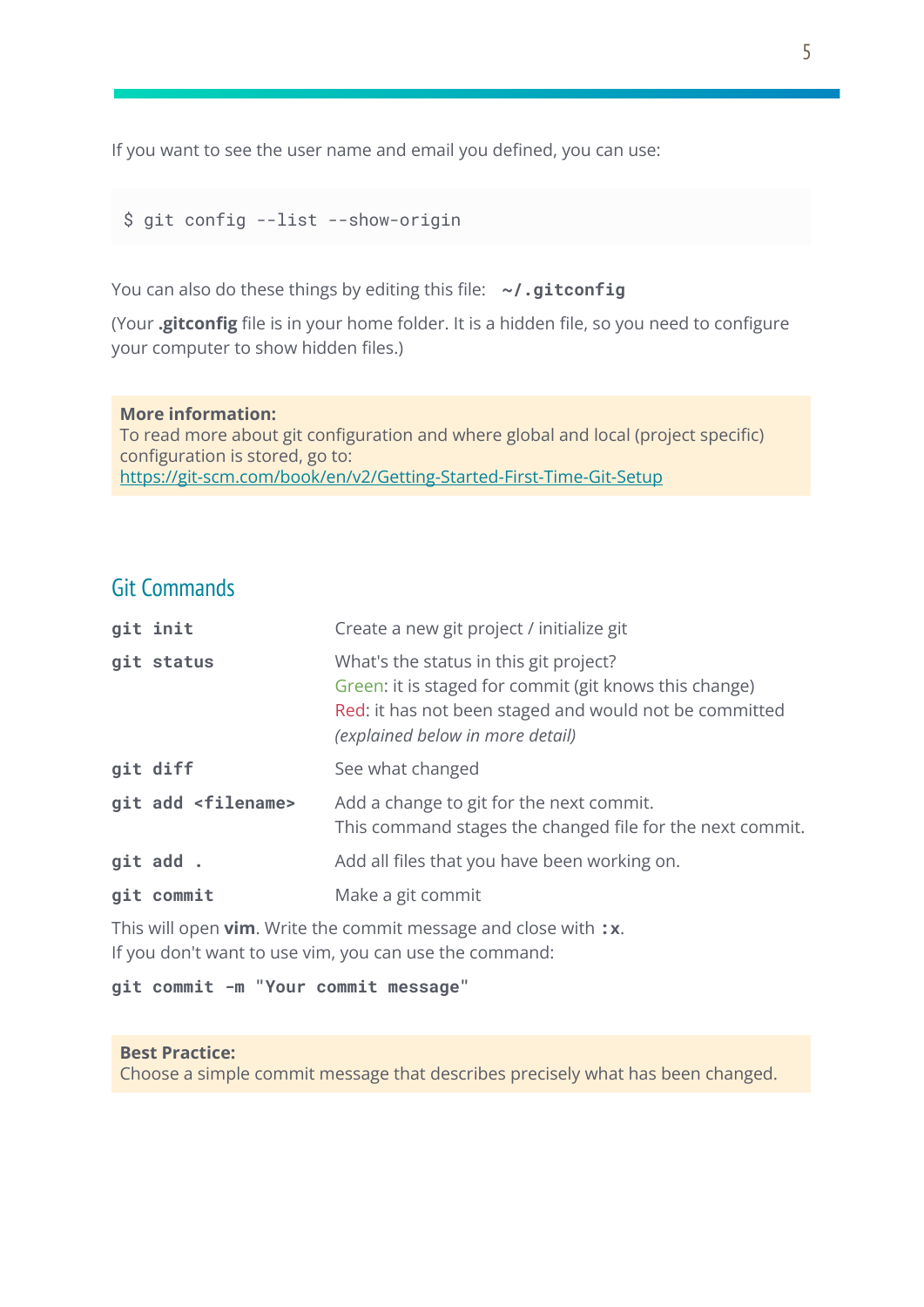If you want to see the user name and email you defined, you can use:

```
$ git config --list --show-origin
```

You can also do these things by editing this file: `~/.gitconfig`

(Your **.gitconfig** file is in your home folder. It is a hidden file, so you need to configure your computer to show hidden files.)

> **More information:**
> To read more about git configuration and where global and local (project specific) configuration is stored, go to:
> https://git-scm.com/book/en/v2/Getting-Started-First-Time-Git-Setup

## Git Commands

| | |
|---|---|
| `git init` | Create a new git project / initialize git |
| `git status` | What's the status in this git project?<br>Green: it is staged for commit (git knows this change)<br>Red: it has not been staged and would not be committed<br>*(explained below in more detail)* |
| `git diff` | See what changed |
| `git add <filename>` | Add a change to git for the next commit.<br>This command stages the changed file for the next commit. |
| `git add .` | Add all files that you have been working on. |
| `git commit` | Make a git commit |

This will open **vim**. Write the commit message and close with `:x`.
If you don't want to use vim, you can use the command:

```
git commit -m "Your commit message"
```

> **Best Practice:**
> Choose a simple commit message that describes precisely what has been changed.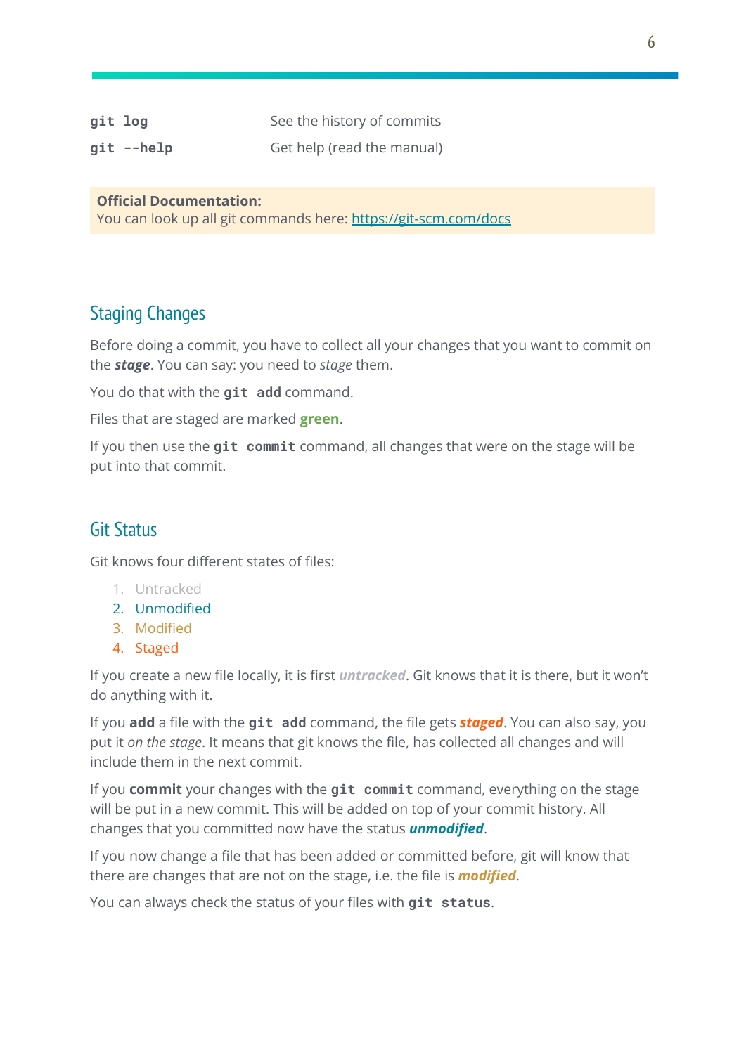| | |
|---|---|
| `git log` | See the history of commits |
| `git --help` | Get help (read the manual) |

**Official Documentation:**
You can look up all git commands here: [https://git-scm.com/docs](https://git-scm.com/docs)

## Staging Changes

Before doing a commit, you have to collect all your changes that you want to commit on the ***stage***. You can say: you need to *stage* them.

You do that with the `git add` command.

Files that are staged are marked **green**.

If you then use the `git commit` command, all changes that were on the stage will be put into that commit.

## Git Status

Git knows four different states of files:

1. Untracked
2. Unmodified
3. Modified
4. Staged

If you create a new file locally, it is first ***untracked***. Git knows that it is there, but it won't do anything with it.

If you **add** a file with the `git add` command, the file gets ***staged***. You can also say, you put it *on the stage*. It means that git knows the file, has collected all changes and will include them in the next commit.

If you **commit** your changes with the `git commit` command, everything on the stage will be put in a new commit. This will be added on top of your commit history. All changes that you committed now have the status ***unmodified***.

If you now change a file that has been added or committed before, git will know that there are changes that are not on the stage, i.e. the file is ***modified***.

You can always check the status of your files with `git status`.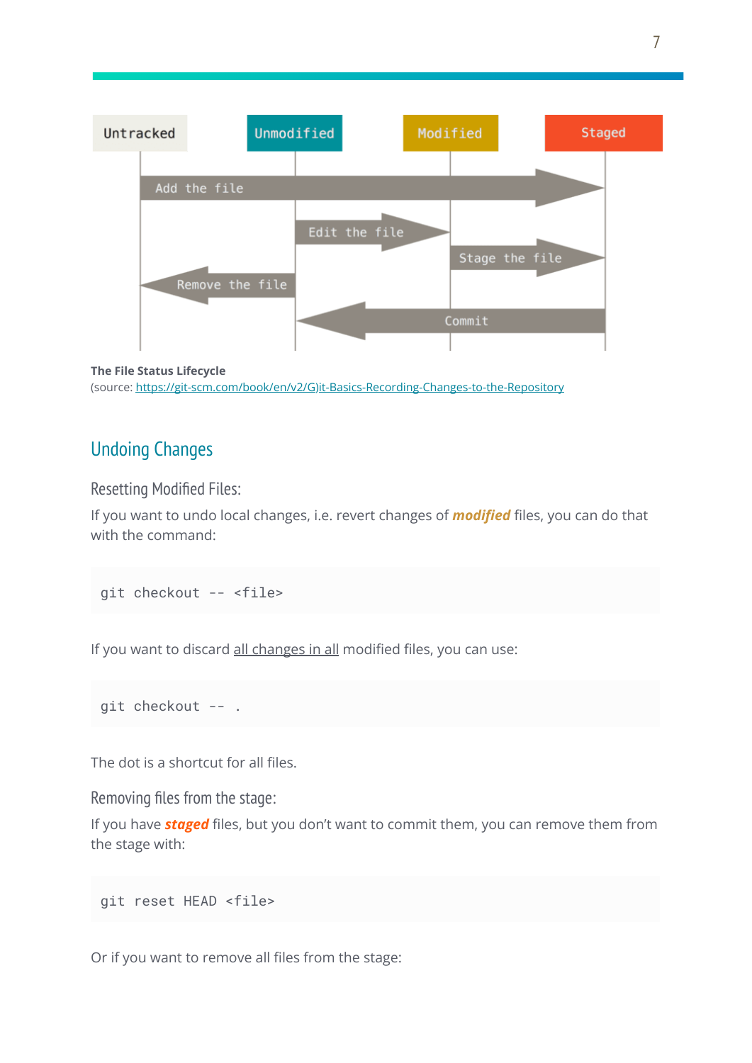Untracked | Unmodified | Modified | Staged

Add the file

Edit the file

Stage the file

Remove the file

Commit

**The File Status Lifecycle**
(source: [https://git-scm.com/book/en/v2/G)it-Basics-Recording-Changes-to-the-Repository](https://git-scm.com/book/en/v2/G)it-Basics-Recording-Changes-to-the-Repository))

## Undoing Changes

### Resetting Modified Files:

If you want to undo local changes, i.e. revert changes of ***modified*** files, you can do that with the command:

```
git checkout -- <file>
```

If you want to discard all changes in all modified files, you can use:

```
git checkout -- .
```

The dot is a shortcut for all files.

### Removing files from the stage:

If you have ***staged*** files, but you don't want to commit them, you can remove them from the stage with:

```
git reset HEAD <file>
```

Or if you want to remove all files from the stage: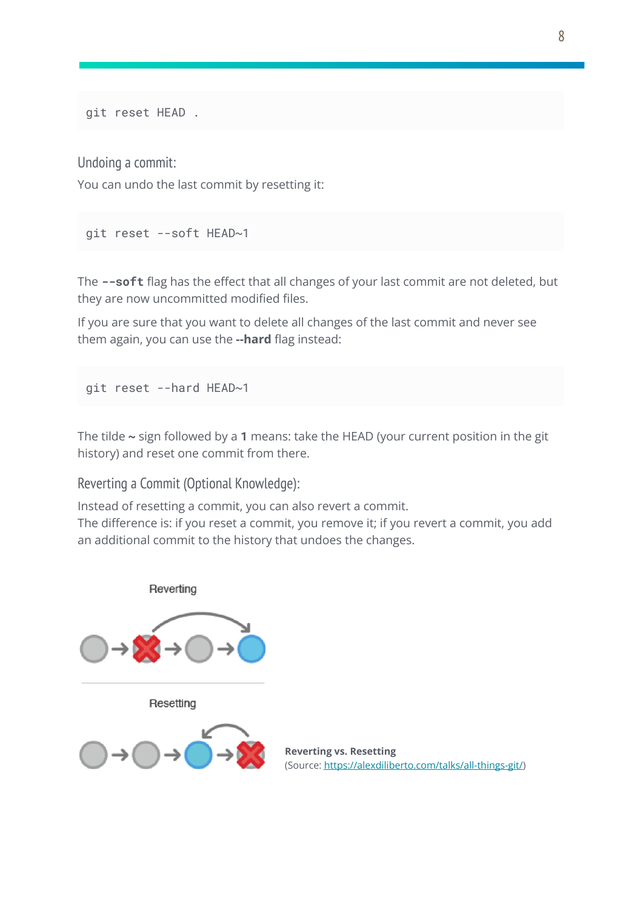```
git reset HEAD .
```

### Undoing a commit:

You can undo the last commit by resetting it:

```
git reset --soft HEAD~1
```

The **--soft** flag has the effect that all changes of your last commit are not deleted, but they are now uncommitted modified files.

If you are sure that you want to delete all changes of the last commit and never see them again, you can use the **--hard** flag instead:

```
git reset --hard HEAD~1
```

The tilde **~** sign followed by a **1** means: take the HEAD (your current position in the git history) and reset one commit from there.

### Reverting a Commit (Optional Knowledge):

Instead of resetting a commit, you can also revert a commit.
The difference is: if you reset a commit, you remove it; if you revert a commit, you add an additional commit to the history that undoes the changes.

**Reverting vs. Resetting**
(Source: https://alexdiliberto.com/talks/all-things-git/)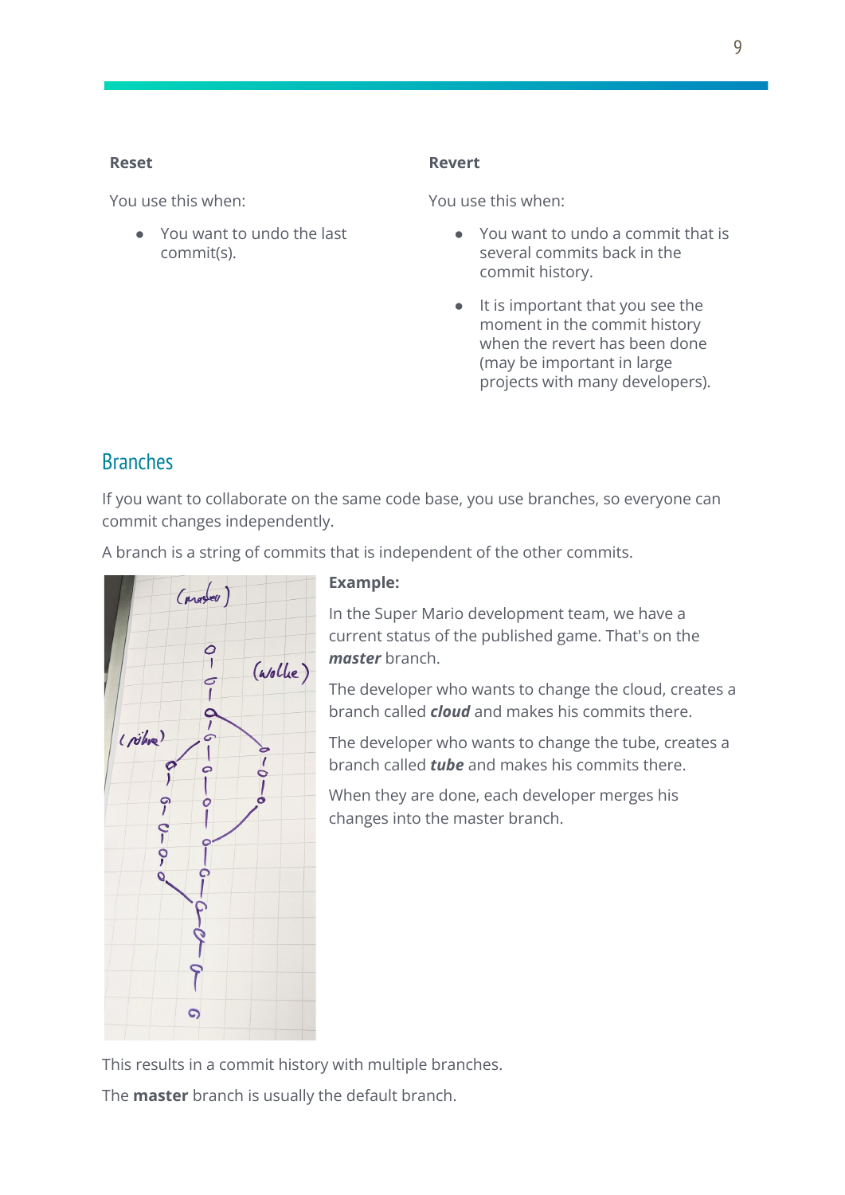**Reset**

You use this when:

- You want to undo the last commit(s).

**Revert**

You use this when:

- You want to undo a commit that is several commits back in the commit history.
- It is important that you see the moment in the commit history when the revert has been done (may be important in large projects with many developers).

## Branches

If you want to collaborate on the same code base, you use branches, so everyone can commit changes independently.

A branch is a string of commits that is independent of the other commits.

**Example:**

In the Super Mario development team, we have a current status of the published game. That's on the ***master*** branch.

The developer who wants to change the cloud, creates a branch called ***cloud*** and makes his commits there.

The developer who wants to change the tube, creates a branch called ***tube*** and makes his commits there.

When they are done, each developer merges his changes into the master branch.

This results in a commit history with multiple branches.

The **master** branch is usually the default branch.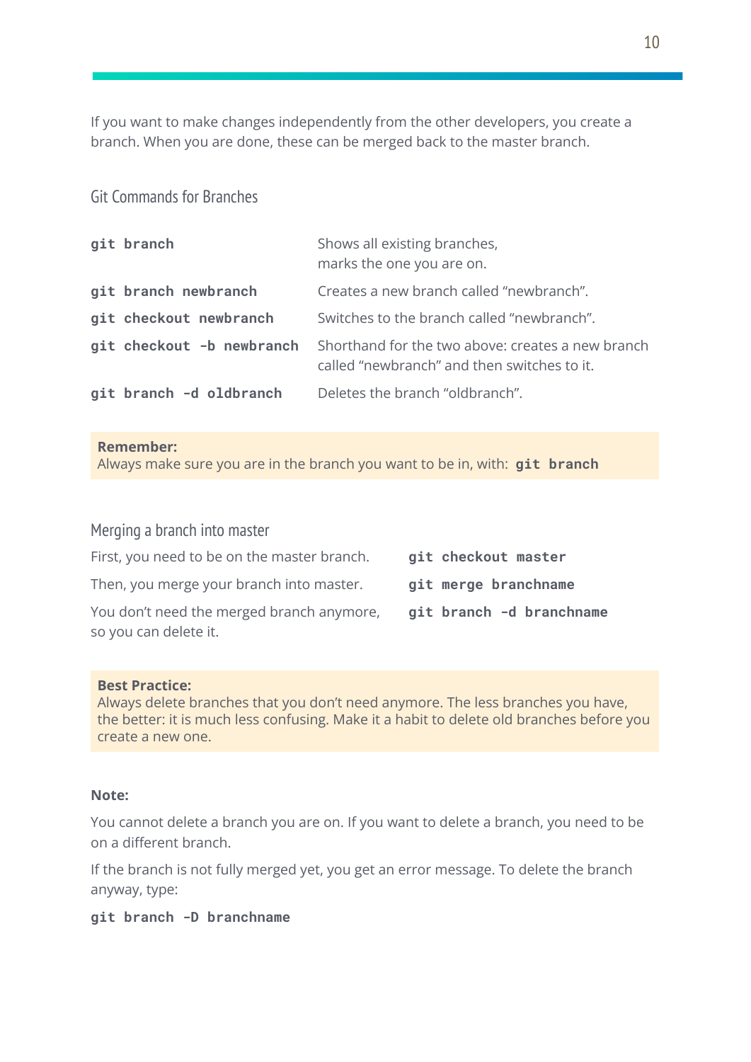If you want to make changes independently from the other developers, you create a branch. When you are done, these can be merged back to the master branch.

### Git Commands for Branches

| | |
|---|---|
| `git branch` | Shows all existing branches, marks the one you are on. |
| `git branch newbranch` | Creates a new branch called “newbranch”. |
| `git checkout newbranch` | Switches to the branch called “newbranch”. |
| `git checkout -b newbranch` | Shorthand for the two above: creates a new branch called “newbranch” and then switches to it. |
| `git branch -d oldbranch` | Deletes the branch “oldbranch”. |

**Remember:**
Always make sure you are in the branch you want to be in, with: `git branch`

### Merging a branch into master

| | |
|---|---|
| First, you need to be on the master branch. | `git checkout master` |
| Then, you merge your branch into master. | `git merge branchname` |
| You don’t need the merged branch anymore, so you can delete it. | `git branch -d branchname` |

**Best Practice:**
Always delete branches that you don’t need anymore. The less branches you have, the better: it is much less confusing. Make it a habit to delete old branches before you create a new one.

**Note:**

You cannot delete a branch you are on. If you want to delete a branch, you need to be on a different branch.

If the branch is not fully merged yet, you get an error message. To delete the branch anyway, type:

```
git branch -D branchname
```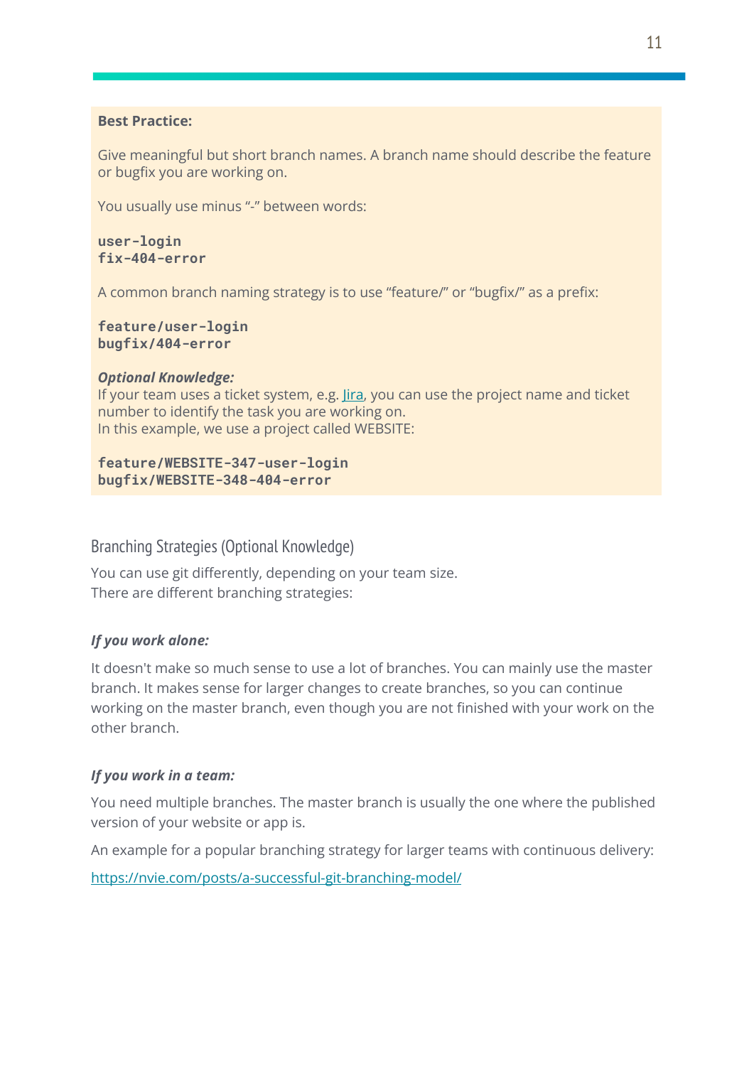**Best Practice:**

Give meaningful but short branch names. A branch name should describe the feature or bugfix you are working on.

You usually use minus "-" between words:

```
user-login
fix-404-error
```

A common branch naming strategy is to use "feature/" or "bugfix/" as a prefix:

```
feature/user-login
bugfix/404-error
```

***Optional Knowledge:***
If your team uses a ticket system, e.g. [Jira](), you can use the project name and ticket number to identify the task you are working on.
In this example, we use a project called WEBSITE:

```
feature/WEBSITE-347-user-login
bugfix/WEBSITE-348-404-error
```

## Branching Strategies (Optional Knowledge)

You can use git differently, depending on your team size.
There are different branching strategies:

***If you work alone:***

It doesn't make so much sense to use a lot of branches. You can mainly use the master branch. It makes sense for larger changes to create branches, so you can continue working on the master branch, even though you are not finished with your work on the other branch.

***If you work in a team:***

You need multiple branches. The master branch is usually the one where the published version of your website or app is.

An example for a popular branching strategy for larger teams with continuous delivery:

https://nvie.com/posts/a-successful-git-branching-model/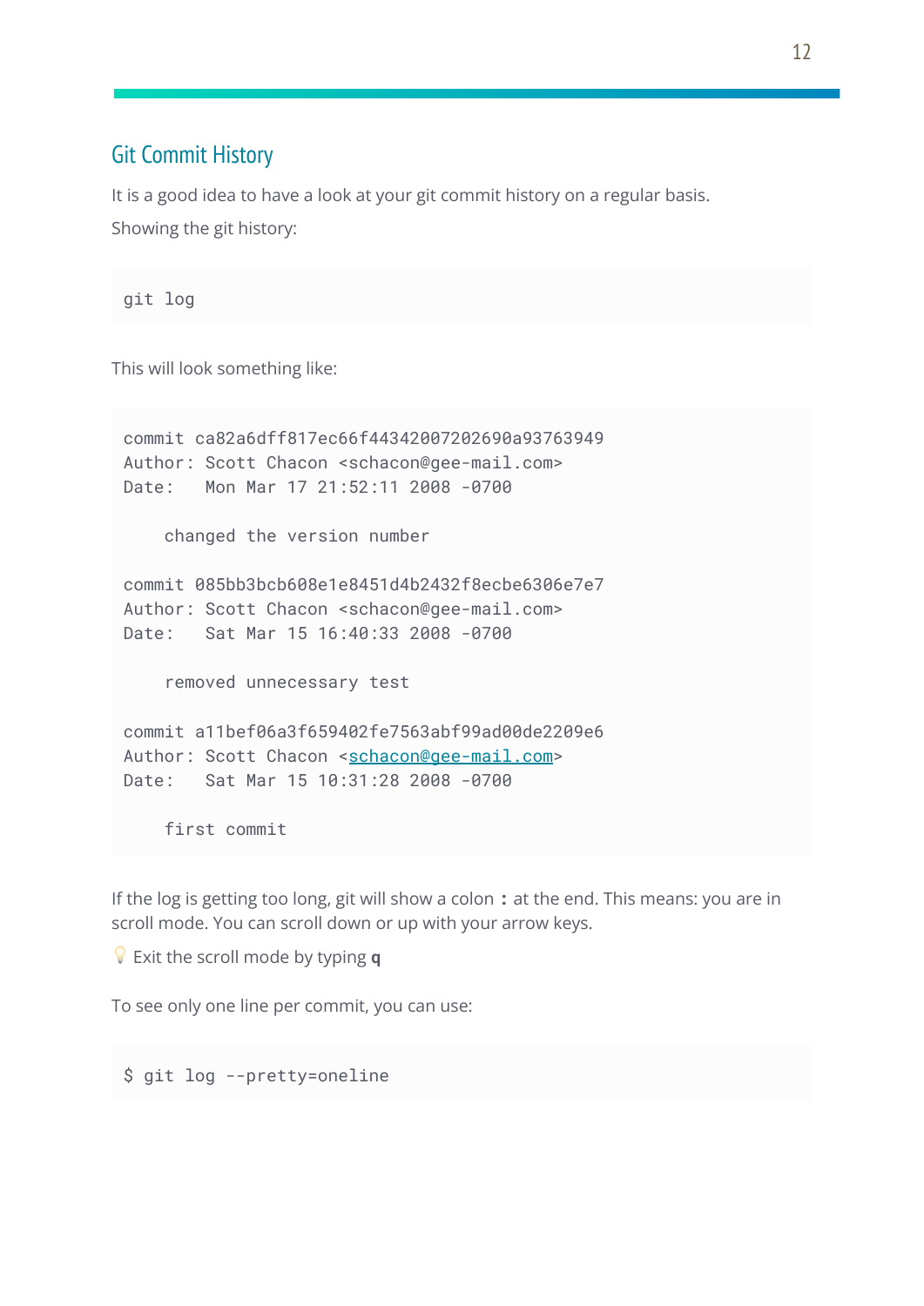## Git Commit History

It is a good idea to have a look at your git commit history on a regular basis.

Showing the git history:

```
git log
```

This will look something like:

```
commit ca82a6dff817ec66f44342007202690a93763949
Author: Scott Chacon <schacon@gee-mail.com>
Date:   Mon Mar 17 21:52:11 2008 -0700

    changed the version number

commit 085bb3bcb608e1e8451d4b2432f8ecbe6306e7e7
Author: Scott Chacon <schacon@gee-mail.com>
Date:   Sat Mar 15 16:40:33 2008 -0700

    removed unnecessary test

commit a11bef06a3f659402fe7563abf99ad00de2209e6
Author: Scott Chacon <schacon@gee-mail.com>
Date:   Sat Mar 15 10:31:28 2008 -0700

    first commit
```

If the log is getting too long, git will show a colon **:** at the end. This means: you are in scroll mode. You can scroll down or up with your arrow keys.

💡 Exit the scroll mode by typing **q**

To see only one line per commit, you can use:

```
$ git log --pretty=oneline
```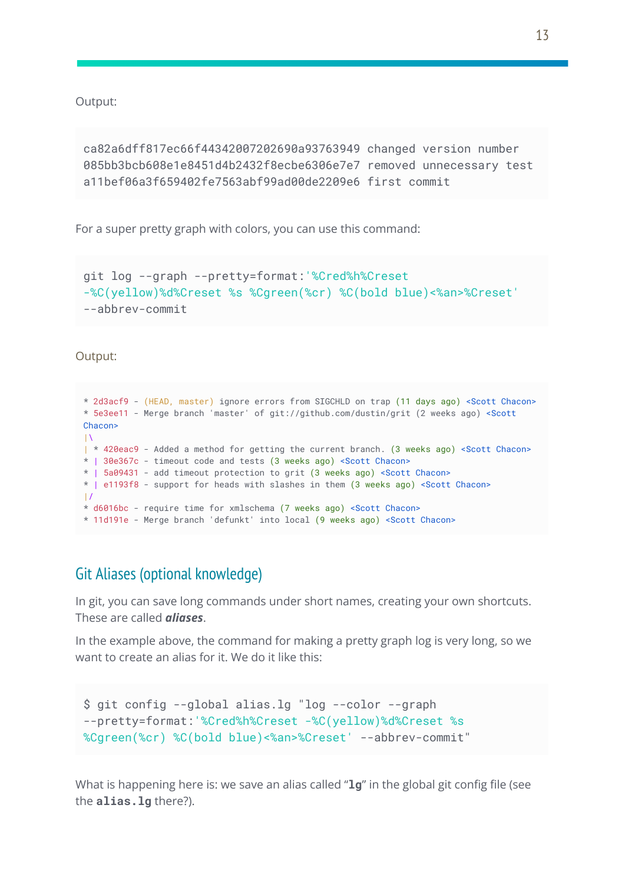Output:

```
ca82a6dff817ec66f44342007202690a93763949 changed version number
085bb3bcb608e1e8451d4b2432f8ecbe6306e7e7 removed unnecessary test
a11bef06a3f659402fe7563abf99ad00de2209e6 first commit
```

For a super pretty graph with colors, you can use this command:

```
git log --graph --pretty=format:'%Cred%h%Creset
-%C(yellow)%d%Creset %s %Cgreen(%cr) %C(bold blue)<%an>%Creset'
--abbrev-commit
```

Output:

```
* 2d3acf9 - (HEAD, master) ignore errors from SIGCHLD on trap (11 days ago) <Scott Chacon>
* 5e3ee11 - Merge branch 'master' of git://github.com/dustin/grit (2 weeks ago) <Scott
Chacon>
|\
| * 420eac9 - Added a method for getting the current branch. (3 weeks ago) <Scott Chacon>
* | 30e367c - timeout code and tests (3 weeks ago) <Scott Chacon>
* | 5a09431 - add timeout protection to grit (3 weeks ago) <Scott Chacon>
* | e1193f8 - support for heads with slashes in them (3 weeks ago) <Scott Chacon>
|/
* d6016bc - require time for xmlschema (7 weeks ago) <Scott Chacon>
* 11d191e - Merge branch 'defunkt' into local (9 weeks ago) <Scott Chacon>
```

## Git Aliases (optional knowledge)

In git, you can save long commands under short names, creating your own shortcuts. These are called ***aliases***.

In the example above, the command for making a pretty graph log is very long, so we want to create an alias for it. We do it like this:

```
$ git config --global alias.lg "log --color --graph
--pretty=format:'%Cred%h%Creset -%C(yellow)%d%Creset %s
%Cgreen(%cr) %C(bold blue)<%an>%Creset' --abbrev-commit"
```

What is happening here is: we save an alias called “**`lg`**” in the global git config file (see the **`alias.lg`** there?).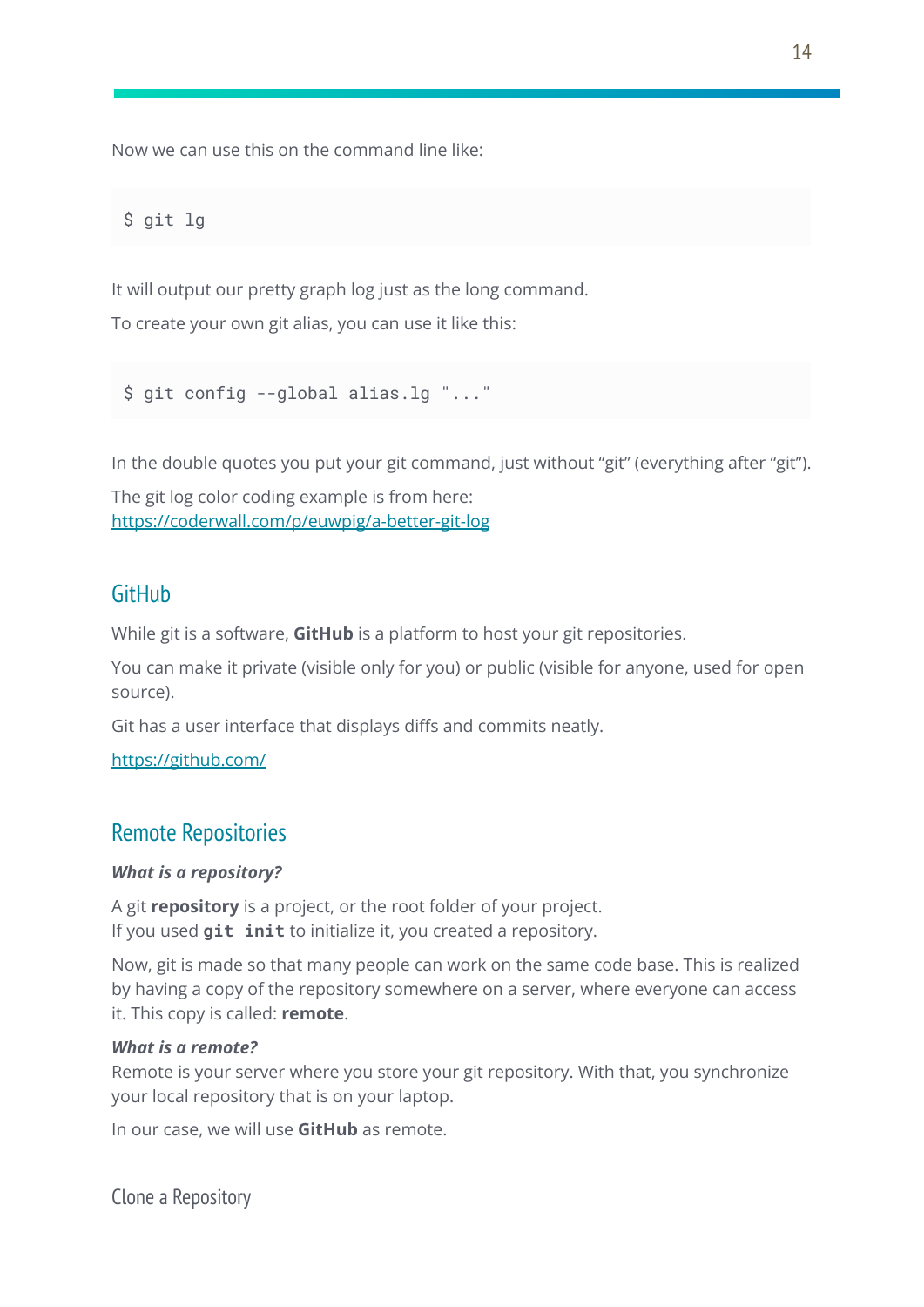Now we can use this on the command line like:

```
$ git lg
```

It will output our pretty graph log just as the long command.

To create your own git alias, you can use it like this:

```
$ git config --global alias.lg "..."
```

In the double quotes you put your git command, just without “git” (everything after “git”).

The git log color coding example is from here:
https://coderwall.com/p/euwpig/a-better-git-log

## GitHub

While git is a software, **GitHub** is a platform to host your git repositories.

You can make it private (visible only for you) or public (visible for anyone, used for open source).

Git has a user interface that displays diffs and commits neatly.

https://github.com/

## Remote Repositories

***What is a repository?***

A git **repository** is a project, or the root folder of your project.
If you used **`git init`** to initialize it, you created a repository.

Now, git is made so that many people can work on the same code base. This is realized by having a copy of the repository somewhere on a server, where everyone can access it. This copy is called: **remote**.

***What is a remote?***
Remote is your server where you store your git repository. With that, you synchronize your local repository that is on your laptop.

In our case, we will use **GitHub** as remote.

### Clone a Repository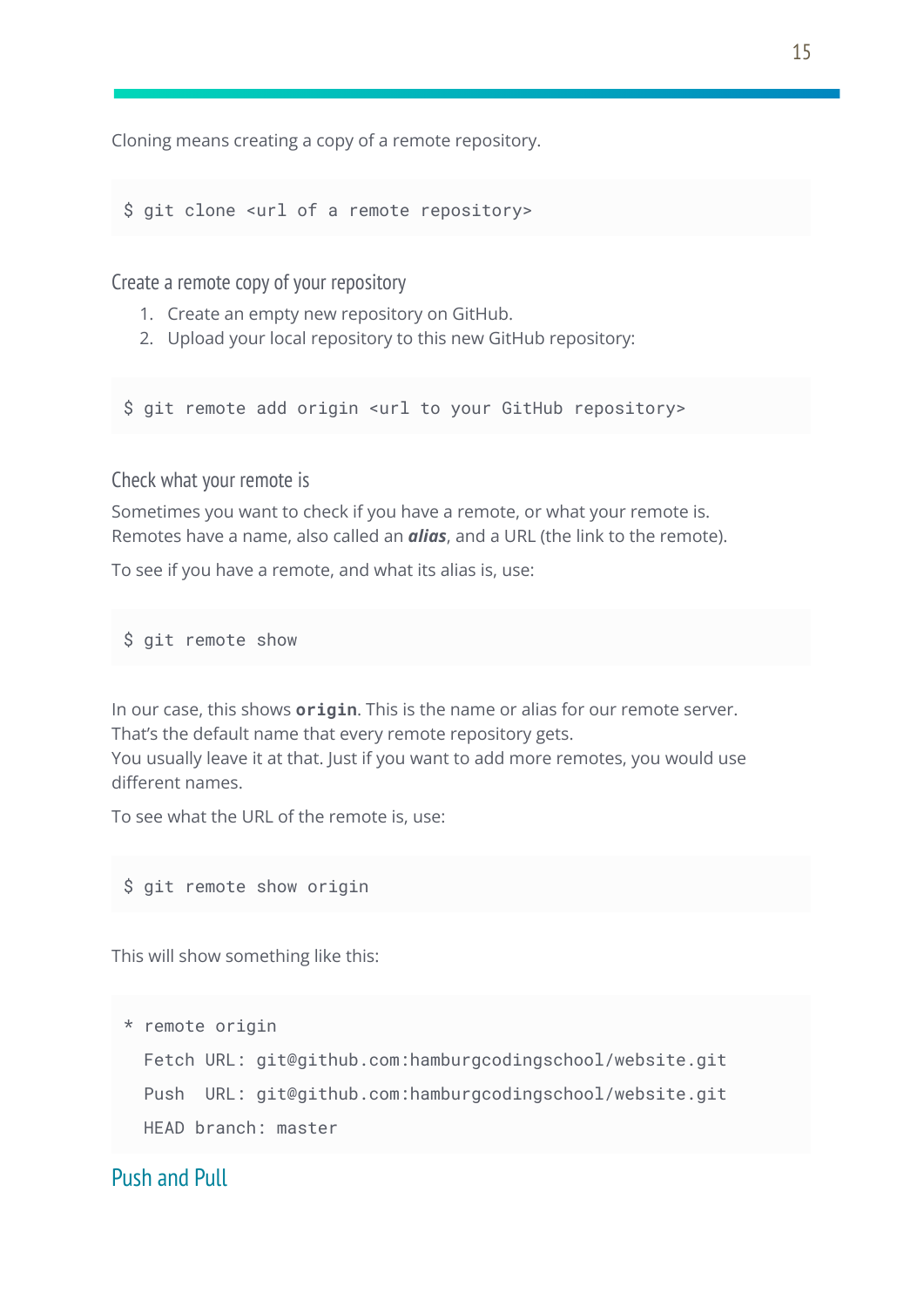Cloning means creating a copy of a remote repository.

```
$ git clone <url of a remote repository>
```

### Create a remote copy of your repository

1. Create an empty new repository on GitHub.
2. Upload your local repository to this new GitHub repository:

```
$ git remote add origin <url to your GitHub repository>
```

### Check what your remote is

Sometimes you want to check if you have a remote, or what your remote is.
Remotes have a name, also called an ***alias***, and a URL (the link to the remote).

To see if you have a remote, and what its alias is, use:

```
$ git remote show
```

In our case, this shows **`origin`**. This is the name or alias for our remote server.
That's the default name that every remote repository gets.
You usually leave it at that. Just if you want to add more remotes, you would use different names.

To see what the URL of the remote is, use:

```
$ git remote show origin
```

This will show something like this:

```
* remote origin
  Fetch URL: git@github.com:hamburgcodingschool/website.git
  Push  URL: git@github.com:hamburgcodingschool/website.git
  HEAD branch: master
```

## Push and Pull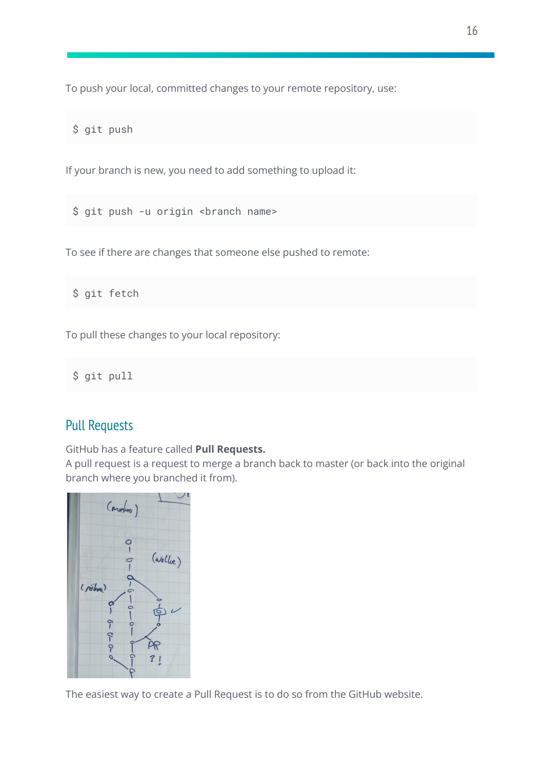To push your local, committed changes to your remote repository, use:

```
$ git push
```

If your branch is new, you need to add something to upload it:

```
$ git push -u origin <branch name>
```

To see if there are changes that someone else pushed to remote:

```
$ git fetch
```

To pull these changes to your local repository:

```
$ git pull
```

## Pull Requests

GitHub has a feature called **Pull Requests.**
A pull request is a request to merge a branch back to master (or back into the original branch where you branched it from).

The easiest way to create a Pull Request is to do so from the GitHub website.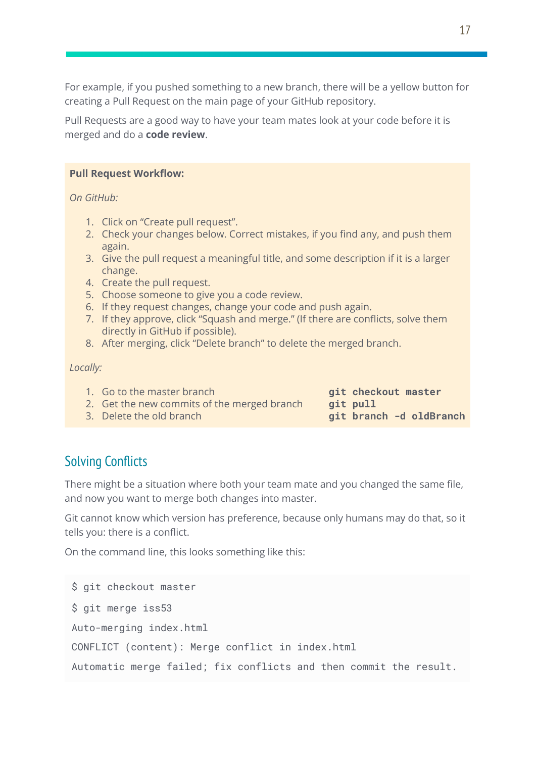For example, if you pushed something to a new branch, there will be a yellow button for creating a Pull Request on the main page of your GitHub repository.

Pull Requests are a good way to have your team mates look at your code before it is merged and do a **code review**.

**Pull Request Workflow:**

*On GitHub:*

1. Click on "Create pull request".
2. Check your changes below. Correct mistakes, if you find any, and push them again.
3. Give the pull request a meaningful title, and some description if it is a larger change.
4. Create the pull request.
5. Choose someone to give you a code review.
6. If they request changes, change your code and push again.
7. If they approve, click "Squash and merge." (If there are conflicts, solve them directly in GitHub if possible).
8. After merging, click "Delete branch" to delete the merged branch.

*Locally:*

1. Go to the master branch — **`git checkout master`**
2. Get the new commits of the merged branch — **`git pull`**
3. Delete the old branch — **`git branch -d oldBranch`**

## Solving Conflicts

There might be a situation where both your team mate and you changed the same file, and now you want to merge both changes into master.

Git cannot know which version has preference, because only humans may do that, so it tells you: there is a conflict.

On the command line, this looks something like this:

```
$ git checkout master
$ git merge iss53
Auto-merging index.html
CONFLICT (content): Merge conflict in index.html
Automatic merge failed; fix conflicts and then commit the result.
```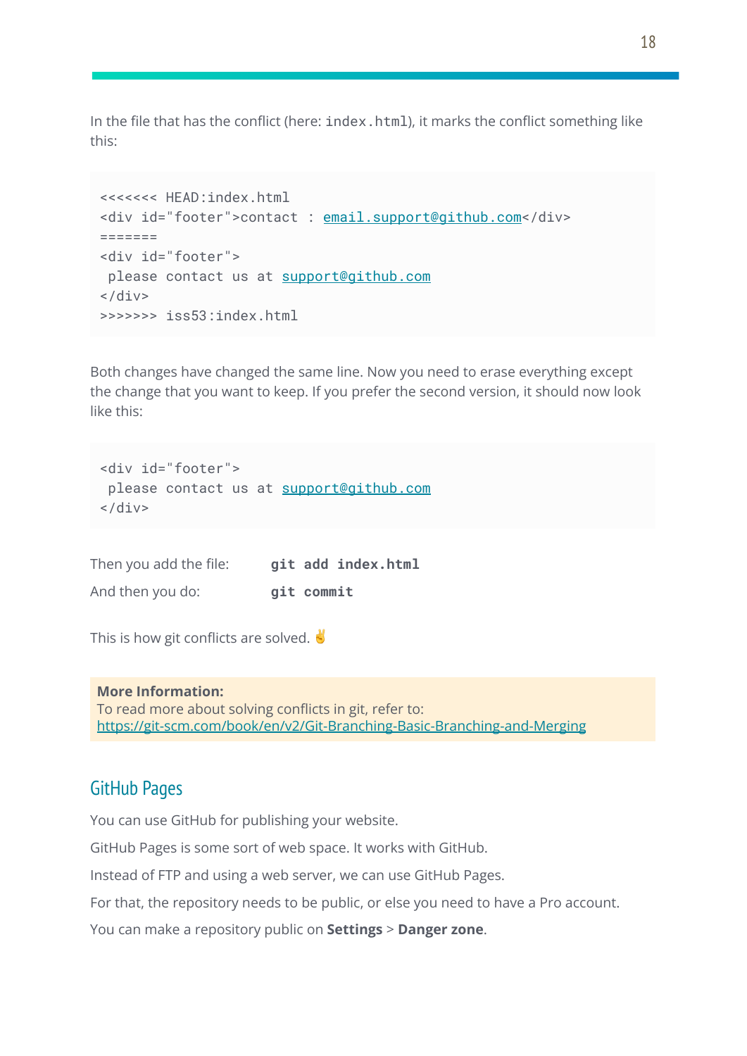In the file that has the conflict (here: `index.html`), it marks the conflict something like this:

```
<<<<<<< HEAD:index.html
<div id="footer">contact : email.support@github.com</div>
=======
<div id="footer">
 please contact us at support@github.com
</div>
>>>>>>> iss53:index.html
```

Both changes have changed the same line. Now you need to erase everything except the change that you want to keep. If you prefer the second version, it should now look like this:

```
<div id="footer">
 please contact us at support@github.com
</div>
```

Then you add the file: **`git add index.html`**

And then you do: **`git commit`**

This is how git conflicts are solved. ✌️

**More Information:**
To read more about solving conflicts in git, refer to:
https://git-scm.com/book/en/v2/Git-Branching-Basic-Branching-and-Merging

## GitHub Pages

You can use GitHub for publishing your website.

GitHub Pages is some sort of web space. It works with GitHub.

Instead of FTP and using a web server, we can use GitHub Pages.

For that, the repository needs to be public, or else you need to have a Pro account.

You can make a repository public on **Settings** > **Danger zone**.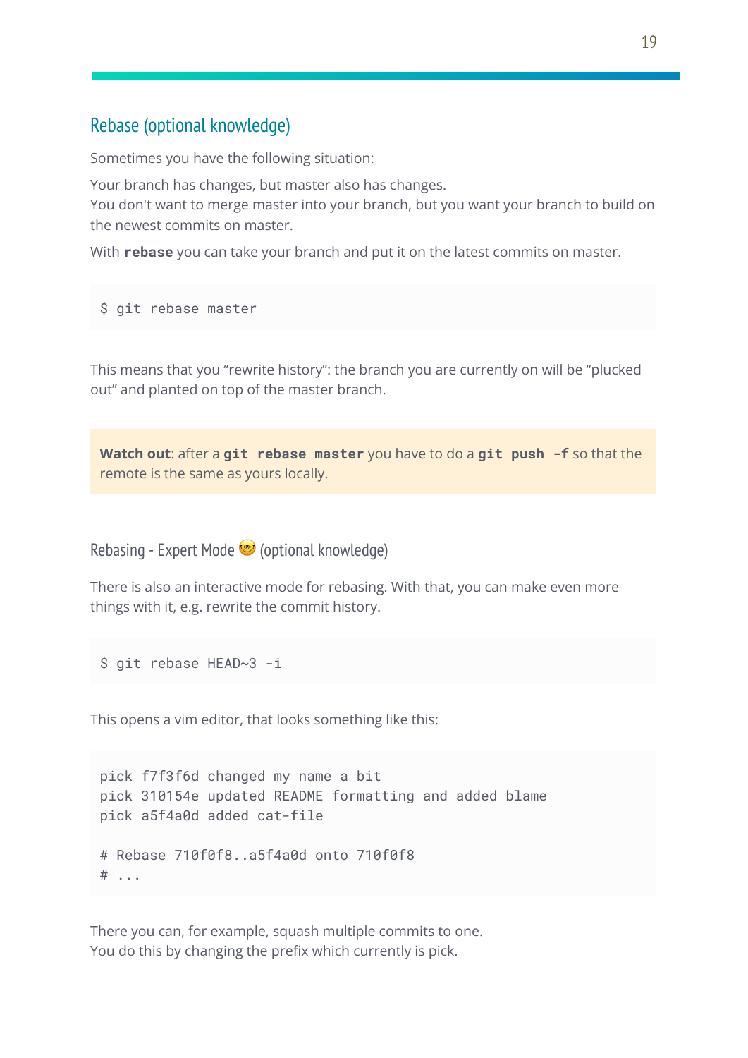## Rebase (optional knowledge)

Sometimes you have the following situation:

Your branch has changes, but master also has changes.
You don't want to merge master into your branch, but you want your branch to build on the newest commits on master.

With **rebase** you can take your branch and put it on the latest commits on master.

```
$ git rebase master
```

This means that you "rewrite history": the branch you are currently on will be "plucked out" and planted on top of the master branch.

> **Watch out**: after a **`git rebase master`** you have to do a **`git push -f`** so that the remote is the same as yours locally.

### Rebasing - Expert Mode 🤓 (optional knowledge)

There is also an interactive mode for rebasing. With that, you can make even more things with it, e.g. rewrite the commit history.

```
$ git rebase HEAD~3 -i
```

This opens a vim editor, that looks something like this:

```
pick f7f3f6d changed my name a bit
pick 310154e updated README formatting and added blame
pick a5f4a0d added cat-file

# Rebase 710f0f8..a5f4a0d onto 710f0f8
# ...
```

There you can, for example, squash multiple commits to one.
You do this by changing the prefix which currently is pick.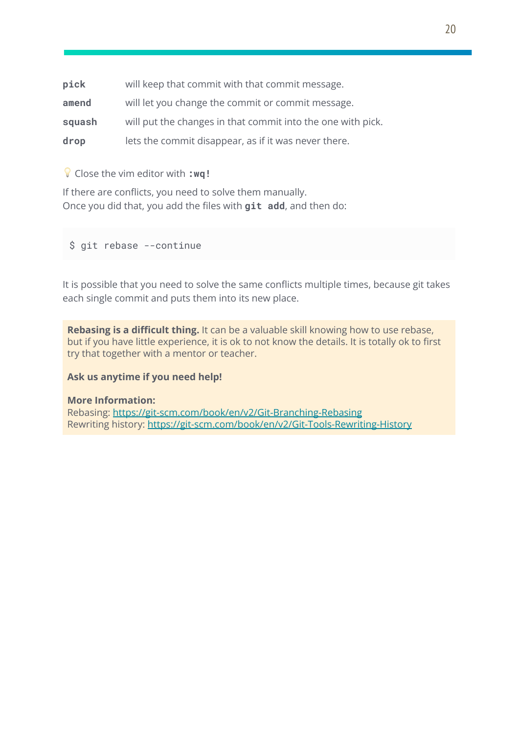| | |
|---|---|
| `pick` | will keep that commit with that commit message. |
| `amend` | will let you change the commit or commit message. |
| `squash` | will put the changes in that commit into the one with pick. |
| `drop` | lets the commit disappear, as if it was never there. |

💡 Close the vim editor with **`:wq!`**

If there are conflicts, you need to solve them manually.
Once you did that, you add the files with **`git add`**, and then do:

```
$ git rebase --continue
```

It is possible that you need to solve the same conflicts multiple times, because git takes each single commit and puts them into its new place.

**Rebasing is a difficult thing.** It can be a valuable skill knowing how to use rebase, but if you have little experience, it is ok to not know the details. It is totally ok to first try that together with a mentor or teacher.

**Ask us anytime if you need help!**

**More Information:**
Rebasing: https://git-scm.com/book/en/v2/Git-Branching-Rebasing
Rewriting history: https://git-scm.com/book/en/v2/Git-Tools-Rewriting-History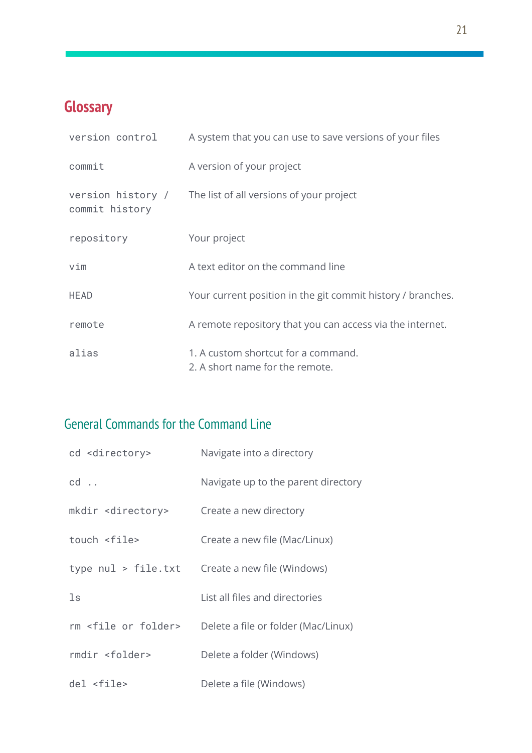## Glossary

| | |
|---|---|
| `version control` | A system that you can use to save versions of your files |
| `commit` | A version of your project |
| `version history / commit history` | The list of all versions of your project |
| `repository` | Your project |
| `vim` | A text editor on the command line |
| `HEAD` | Your current position in the git commit history / branches. |
| `remote` | A remote repository that you can access via the internet. |
| `alias` | 1. A custom shortcut for a command.<br>2. A short name for the remote. |

### General Commands for the Command Line

| | |
|---|---|
| `cd <directory>` | Navigate into a directory |
| `cd ..` | Navigate up to the parent directory |
| `mkdir <directory>` | Create a new directory |
| `touch <file>` | Create a new file (Mac/Linux) |
| `type nul > file.txt` | Create a new file (Windows) |
| `ls` | List all files and directories |
| `rm <file or folder>` | Delete a file or folder (Mac/Linux) |
| `rmdir <folder>` | Delete a folder (Windows) |
| `del <file>` | Delete a file (Windows) |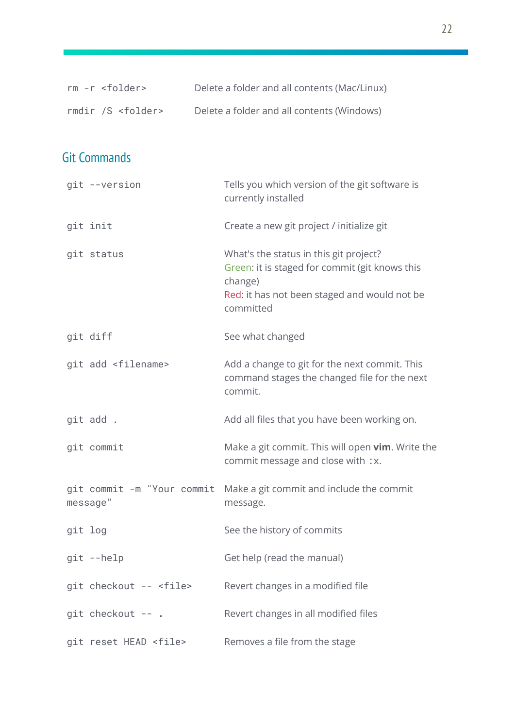| | |
|---|---|
| `rm -r <folder>` | Delete a folder and all contents (Mac/Linux) |
| `rmdir /S <folder>` | Delete a folder and all contents (Windows) |

## Git Commands

| | |
|---|---|
| `git --version` | Tells you which version of the git software is currently installed |
| `git init` | Create a new git project / initialize git |
| `git status` | What's the status in this git project?<br>Green: it is staged for commit (git knows this change)<br>Red: it has not been staged and would not be committed |
| `git diff` | See what changed |
| `git add <filename>` | Add a change to git for the next commit. This command stages the changed file for the next commit. |
| `git add .` | Add all files that you have been working on. |
| `git commit` | Make a git commit. This will open **vim**. Write the commit message and close with `:x`. |
| `git commit -m "Your commit message"` | Make a git commit and include the commit message. |
| `git log` | See the history of commits |
| `git --help` | Get help (read the manual) |
| `git checkout -- <file>` | Revert changes in a modified file |
| `git checkout -- .` | Revert changes in all modified files |
| `git reset HEAD <file>` | Removes a file from the stage |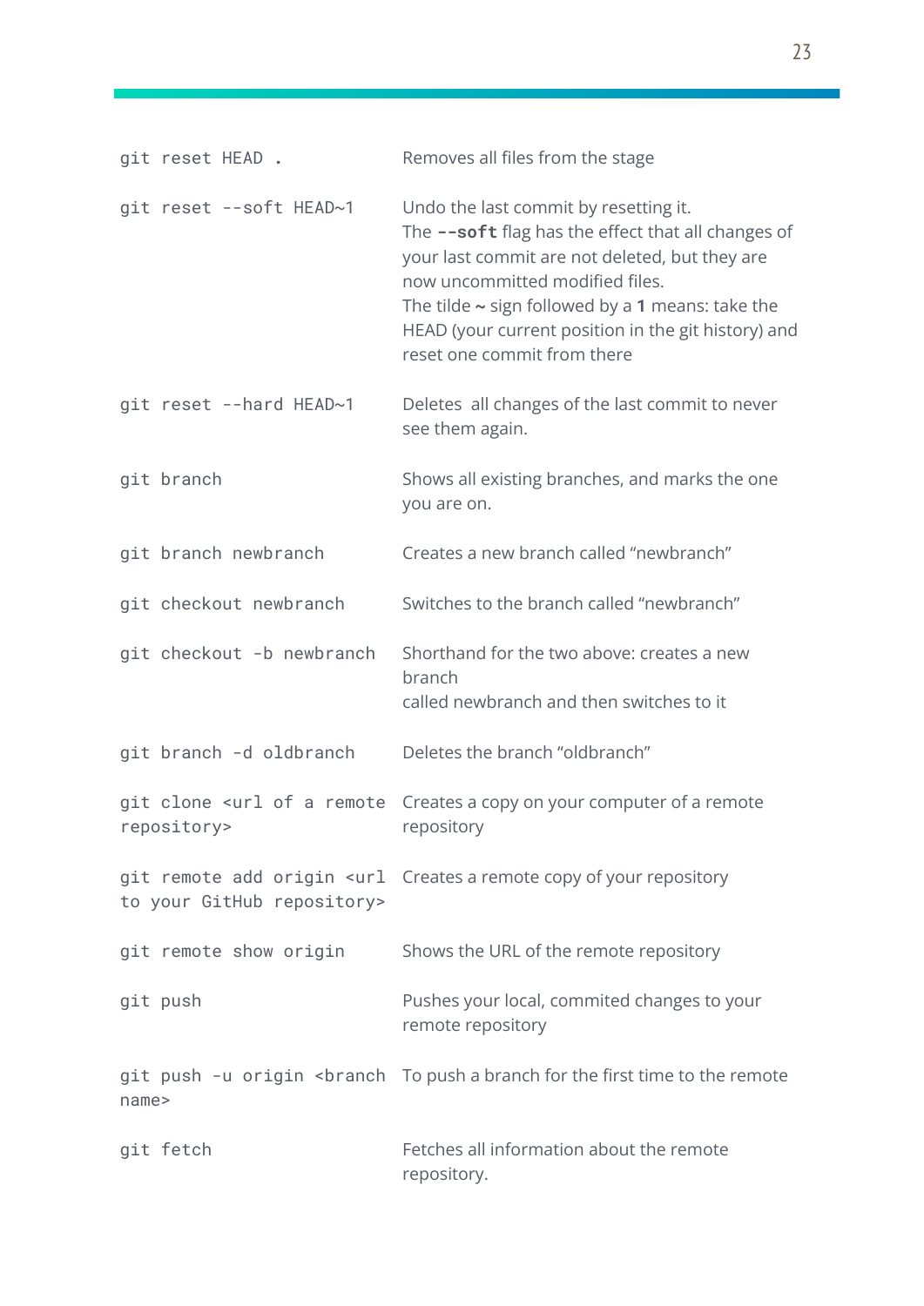| | |
|---|---|
| `git reset HEAD .` | Removes all files from the stage |
| `git reset --soft HEAD~1` | Undo the last commit by resetting it. The **`--soft`** flag has the effect that all changes of your last commit are not deleted, but they are now uncommitted modified files. The tilde **~** sign followed by a **1** means: take the HEAD (your current position in the git history) and reset one commit from there |
| `git reset --hard HEAD~1` | Deletes  all changes of the last commit to never see them again. |
| `git branch` | Shows all existing branches, and marks the one you are on. |
| `git branch newbranch` | Creates a new branch called “newbranch” |
| `git checkout newbranch` | Switches to the branch called “newbranch” |
| `git checkout -b newbranch` | Shorthand for the two above: creates a new branch called newbranch and then switches to it |
| `git branch -d oldbranch` | Deletes the branch “oldbranch” |
| `git clone <url of a remote repository>` | Creates a copy on your computer of a remote repository |
| `git remote add origin <url to your GitHub repository>` | Creates a remote copy of your repository |
| `git remote show origin` | Shows the URL of the remote repository |
| `git push` | Pushes your local, commited changes to your remote repository |
| `git push -u origin <branch name>` | To push a branch for the first time to the remote |
| `git fetch` | Fetches all information about the remote repository. |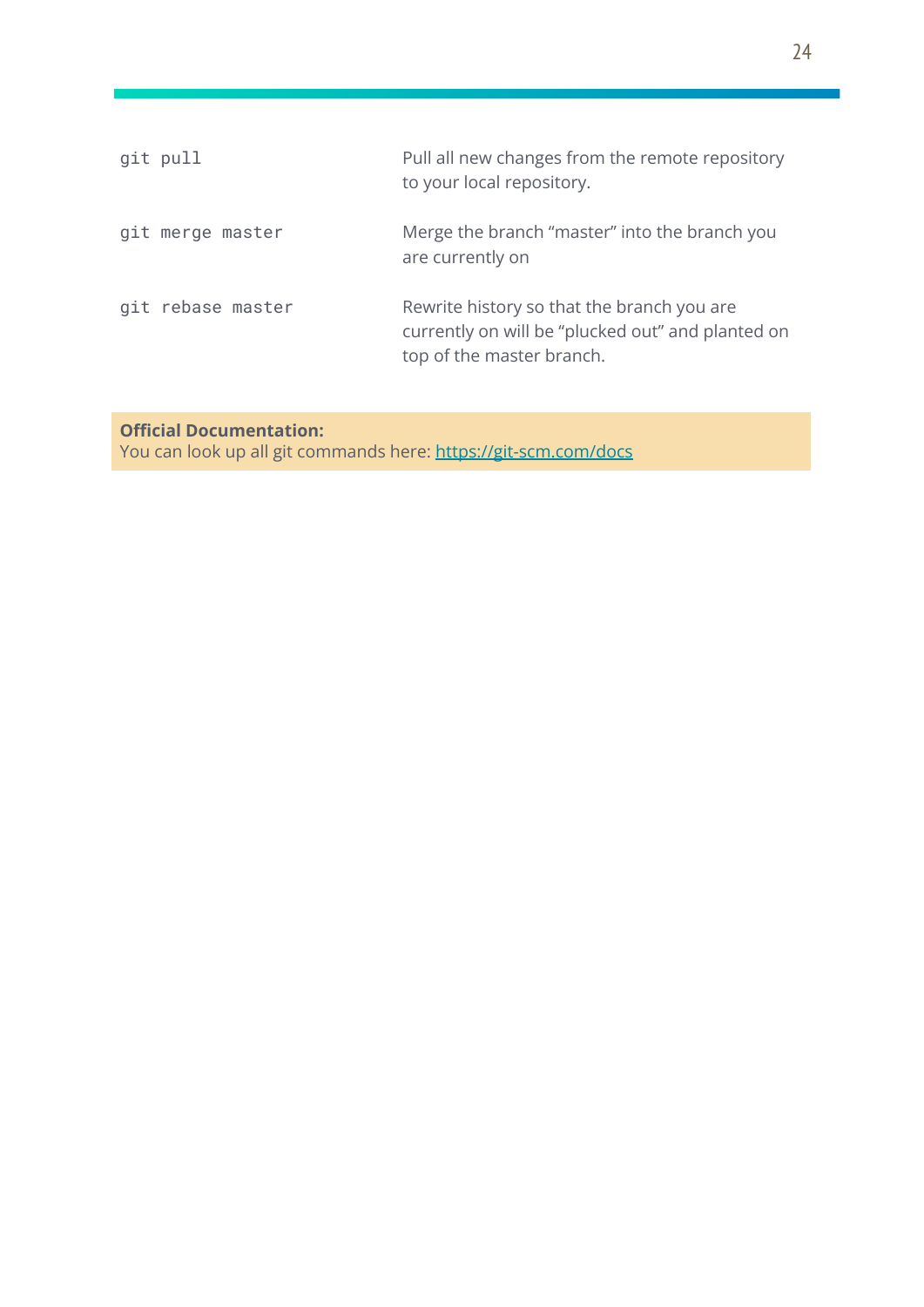| | |
|---|---|
| `git pull` | Pull all new changes from the remote repository to your local repository. |
| `git merge master` | Merge the branch “master” into the branch you are currently on |
| `git rebase master` | Rewrite history so that the branch you are currently on will be “plucked out” and planted on top of the master branch. |

**Official Documentation:**
You can look up all git commands here: [https://git-scm.com/docs](https://git-scm.com/docs)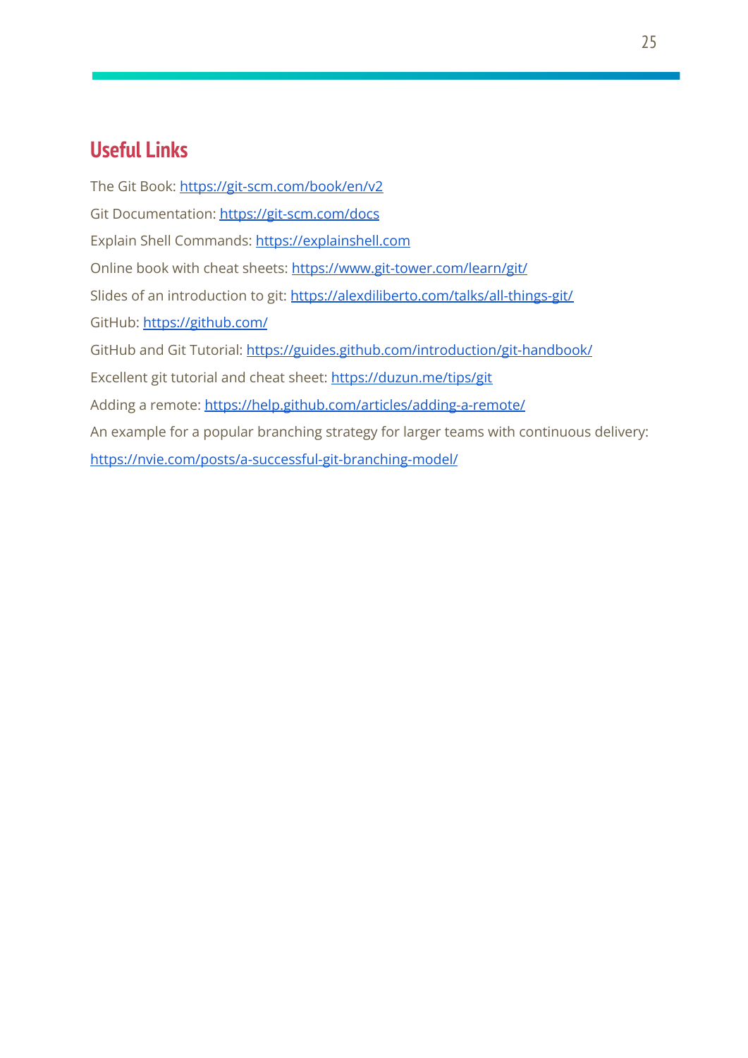## Useful Links

The Git Book: https://git-scm.com/book/en/v2

Git Documentation: https://git-scm.com/docs

Explain Shell Commands: https://explainshell.com

Online book with cheat sheets: https://www.git-tower.com/learn/git/

Slides of an introduction to git: https://alexdiliberto.com/talks/all-things-git/

GitHub: https://github.com/

GitHub and Git Tutorial: https://guides.github.com/introduction/git-handbook/

Excellent git tutorial and cheat sheet: https://duzun.me/tips/git

Adding a remote: https://help.github.com/articles/adding-a-remote/

An example for a popular branching strategy for larger teams with continuous delivery: https://nvie.com/posts/a-successful-git-branching-model/